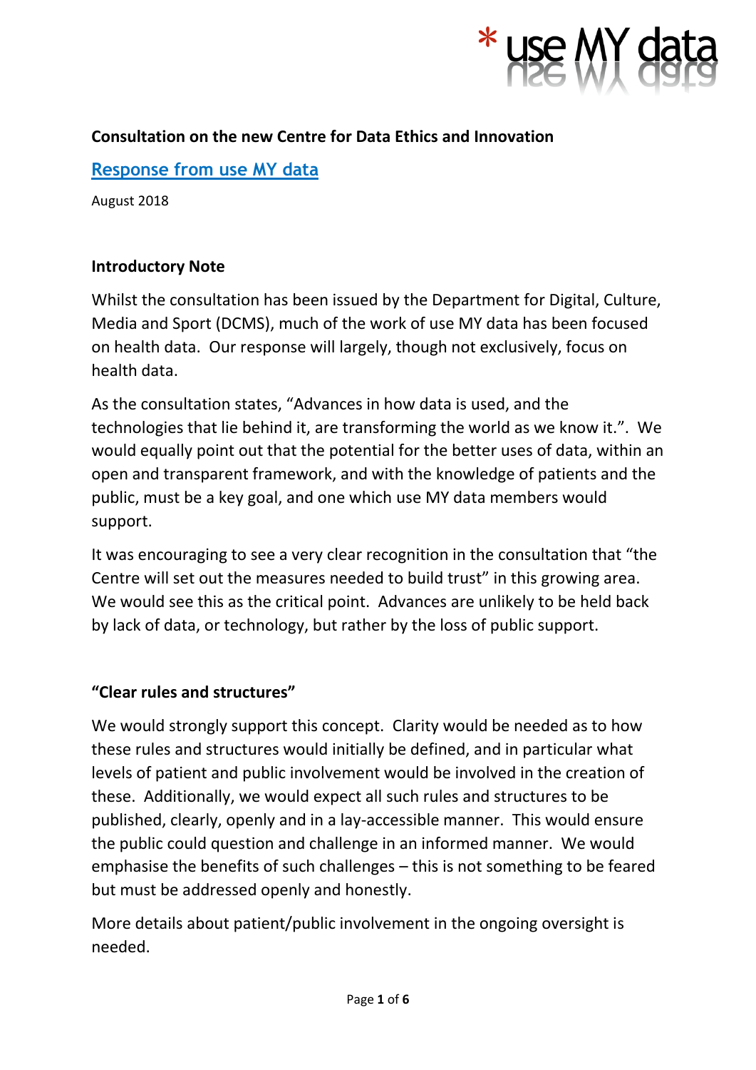*use MY data

**Consultation on the new Centre for Data Ethics and Innovation**

**Response from use MY data**

August 2018

**Introductory Note**

Whilst the consultation has been issued by the Department for Digital, Culture, Media and Sport (DCMS), much of the work of use MY data has been focused on health data. Our response will largely, though not exclusively, focus on health data.

As the consultation states, "Advances in how data is used, and the technologies that lie behind it, are transforming the world as we know it.". We would equally point out that the potential for the better uses of data, within an open and transparent framework, and with the knowledge of patients and the public, must be a key goal, and one which use MY data members would support.

It was encouraging to see a very clear recognition in the consultation that "the Centre will set out the measures needed to build trust" in this growing area. We would see this as the critical point. Advances are unlikely to be held back by lack of data, or technology, but rather by the loss of public support.

**"Clear rules and structures"**

We would strongly support this concept. Clarity would be needed as to how these rules and structures would initially be defined, and in particular what levels of patient and public involvement would be involved in the creation of these. Additionally, we would expect all such rules and structures to be published, clearly, openly and in a lay-accessible manner. This would ensure the public could question and challenge in an informed manner. We would emphasise the benefits of such challenges – this is not something to be feared but must be addressed openly and honestly.

More details about patient/public involvement in the ongoing oversight is needed.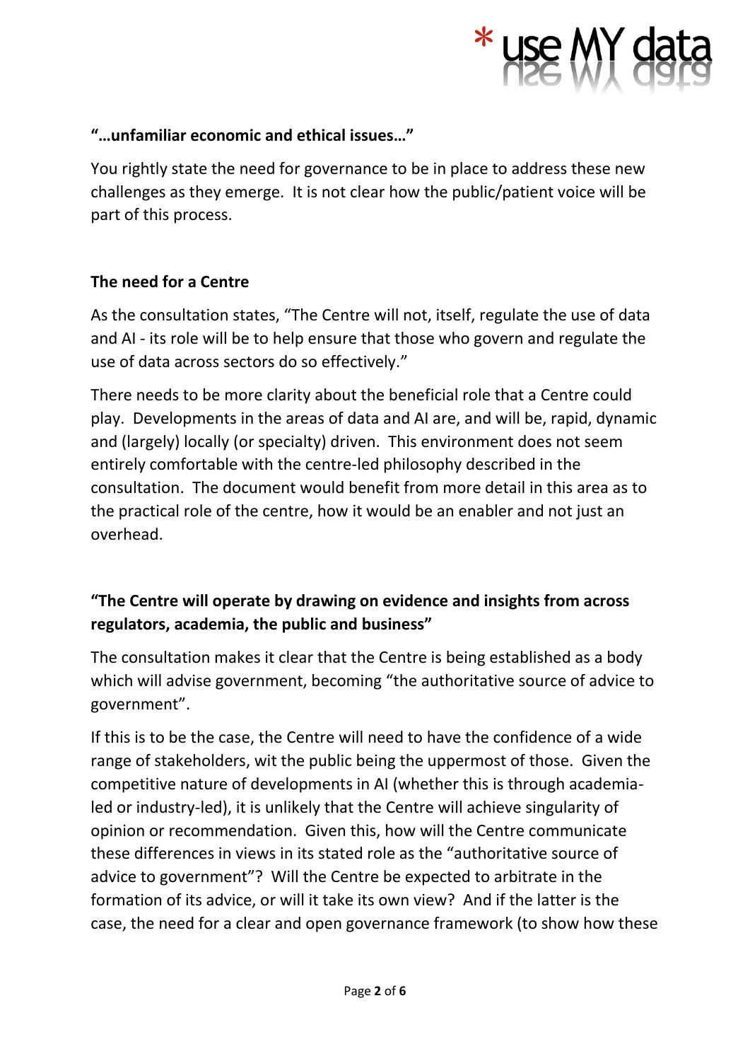**"…unfamiliar economic and ethical issues…"**

You rightly state the need for governance to be in place to address these new challenges as they emerge. It is not clear how the public/patient voice will be part of this process.

**The need for a Centre**

As the consultation states, "The Centre will not, itself, regulate the use of data and AI - its role will be to help ensure that those who govern and regulate the use of data across sectors do so effectively."

There needs to be more clarity about the beneficial role that a Centre could play. Developments in the areas of data and AI are, and will be, rapid, dynamic and (largely) locally (or specialty) driven. This environment does not seem entirely comfortable with the centre-led philosophy described in the consultation. The document would benefit from more detail in this area as to the practical role of the centre, how it would be an enabler and not just an overhead.

**"The Centre will operate by drawing on evidence and insights from across regulators, academia, the public and business"**

The consultation makes it clear that the Centre is being established as a body which will advise government, becoming "the authoritative source of advice to government".

If this is to be the case, the Centre will need to have the confidence of a wide range of stakeholders, wit the public being the uppermost of those. Given the competitive nature of developments in AI (whether this is through academia-led or industry-led), it is unlikely that the Centre will achieve singularity of opinion or recommendation. Given this, how will the Centre communicate these differences in views in its stated role as the "authoritative source of advice to government"? Will the Centre be expected to arbitrate in the formation of its advice, or will it take its own view? And if the latter is the case, the need for a clear and open governance framework (to show how these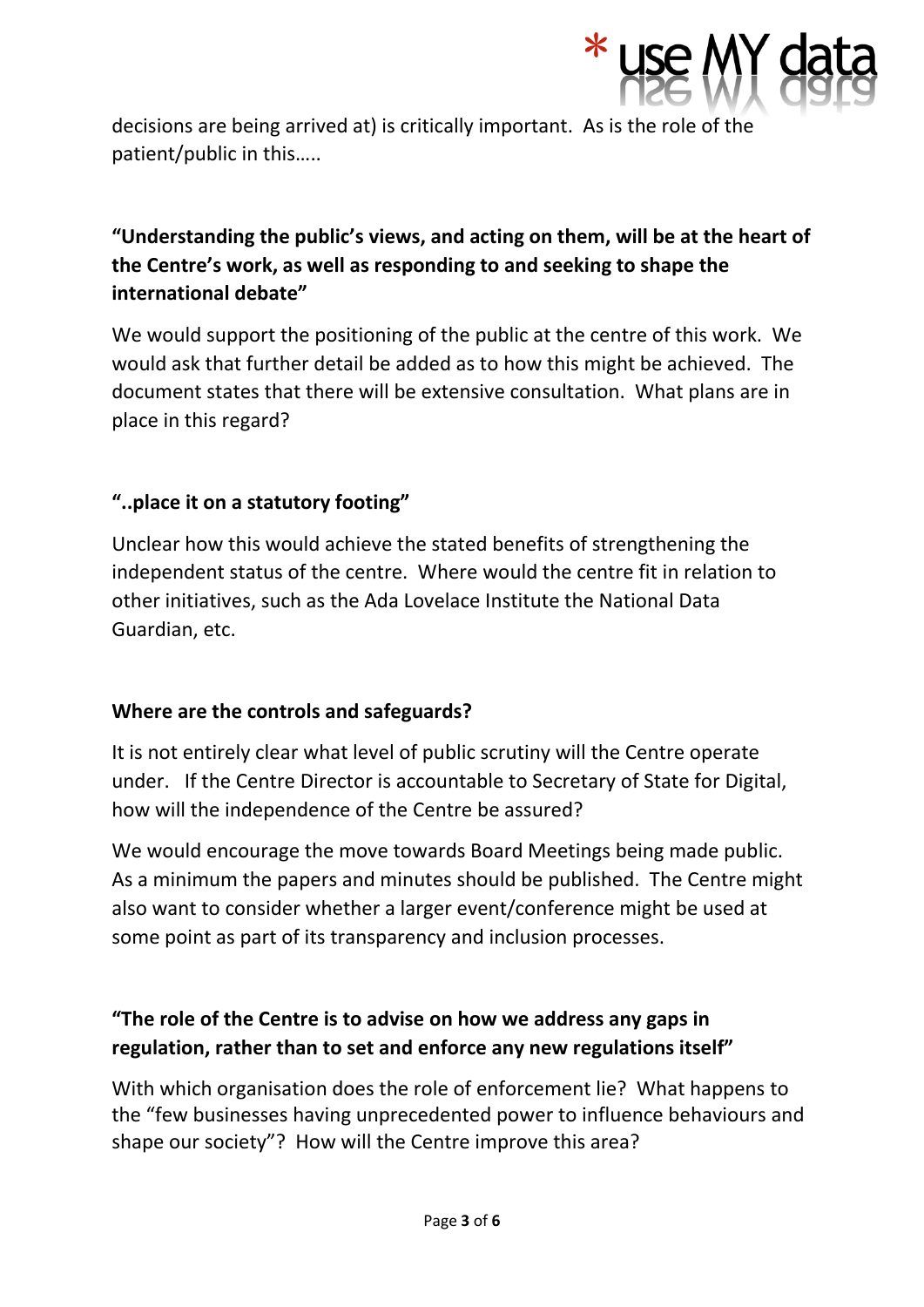decisions are being arrived at) is critically important. As is the role of the patient/public in this…..

**"Understanding the public's views, and acting on them, will be at the heart of the Centre's work, as well as responding to and seeking to shape the international debate"**

We would support the positioning of the public at the centre of this work. We would ask that further detail be added as to how this might be achieved. The document states that there will be extensive consultation. What plans are in place in this regard?

**"..place it on a statutory footing"**

Unclear how this would achieve the stated benefits of strengthening the independent status of the centre. Where would the centre fit in relation to other initiatives, such as the Ada Lovelace Institute the National Data Guardian, etc.

**Where are the controls and safeguards?**

It is not entirely clear what level of public scrutiny will the Centre operate under. If the Centre Director is accountable to Secretary of State for Digital, how will the independence of the Centre be assured?

We would encourage the move towards Board Meetings being made public. As a minimum the papers and minutes should be published. The Centre might also want to consider whether a larger event/conference might be used at some point as part of its transparency and inclusion processes.

**"The role of the Centre is to advise on how we address any gaps in regulation, rather than to set and enforce any new regulations itself"**

With which organisation does the role of enforcement lie? What happens to the "few businesses having unprecedented power to influence behaviours and shape our society"? How will the Centre improve this area?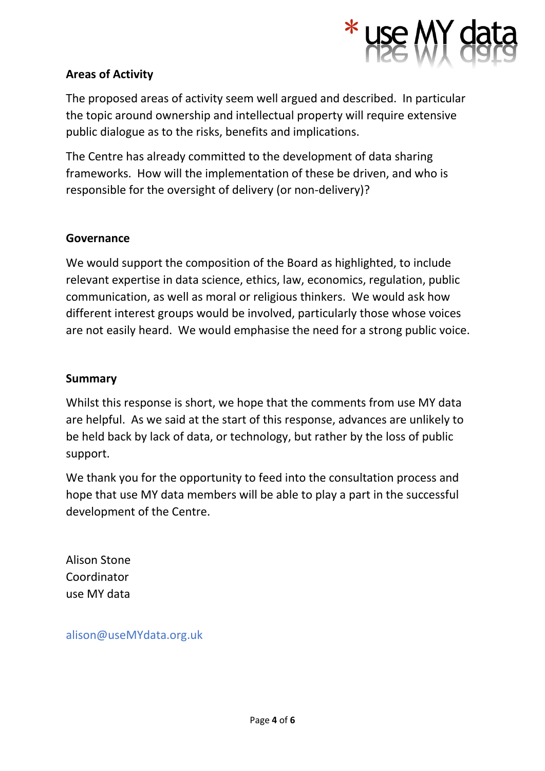### Areas of Activity

The proposed areas of activity seem well argued and described. In particular the topic around ownership and intellectual property will require extensive public dialogue as to the risks, benefits and implications.

The Centre has already committed to the development of data sharing frameworks. How will the implementation of these be driven, and who is responsible for the oversight of delivery (or non-delivery)?

### Governance

We would support the composition of the Board as highlighted, to include relevant expertise in data science, ethics, law, economics, regulation, public communication, as well as moral or religious thinkers. We would ask how different interest groups would be involved, particularly those whose voices are not easily heard. We would emphasise the need for a strong public voice.

### Summary

Whilst this response is short, we hope that the comments from use MY data are helpful. As we said at the start of this response, advances are unlikely to be held back by lack of data, or technology, but rather by the loss of public support.

We thank you for the opportunity to feed into the consultation process and hope that use MY data members will be able to play a part in the successful development of the Centre.

Alison Stone
Coordinator
use MY data

alison@useMYdata.org.uk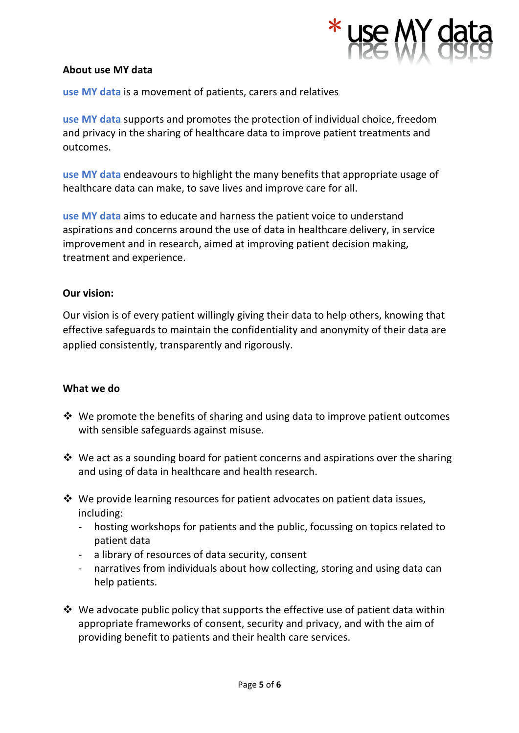**About use MY data**

**use MY data** is a movement of patients, carers and relatives

**use MY data** supports and promotes the protection of individual choice, freedom and privacy in the sharing of healthcare data to improve patient treatments and outcomes.

**use MY data** endeavours to highlight the many benefits that appropriate usage of healthcare data can make, to save lives and improve care for all.

**use MY data** aims to educate and harness the patient voice to understand aspirations and concerns around the use of data in healthcare delivery, in service improvement and in research, aimed at improving patient decision making, treatment and experience.

**Our vision:**

Our vision is of every patient willingly giving their data to help others, knowing that effective safeguards to maintain the confidentiality and anonymity of their data are applied consistently, transparently and rigorously.

**What we do**

- We promote the benefits of sharing and using data to improve patient outcomes with sensible safeguards against misuse.
- We act as a sounding board for patient concerns and aspirations over the sharing and using of data in healthcare and health research.
- We provide learning resources for patient advocates on patient data issues, including:
  - hosting workshops for patients and the public, focussing on topics related to patient data
  - a library of resources of data security, consent
  - narratives from individuals about how collecting, storing and using data can help patients.
- We advocate public policy that supports the effective use of patient data within appropriate frameworks of consent, security and privacy, and with the aim of providing benefit to patients and their health care services.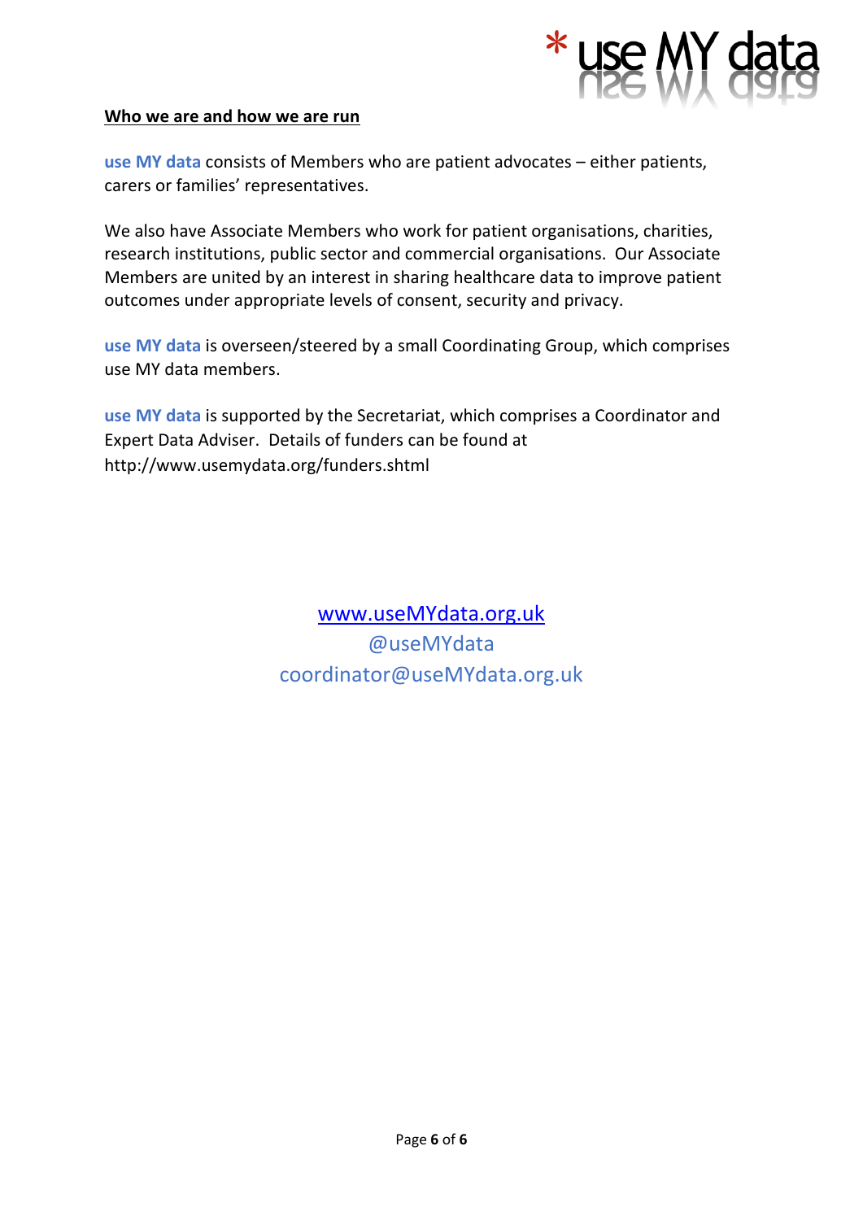*use MY data

**Who we are and how we are run**

**use MY data** consists of Members who are patient advocates – either patients, carers or families' representatives.

We also have Associate Members who work for patient organisations, charities, research institutions, public sector and commercial organisations. Our Associate Members are united by an interest in sharing healthcare data to improve patient outcomes under appropriate levels of consent, security and privacy.

**use MY data** is overseen/steered by a small Coordinating Group, which comprises use MY data members.

**use MY data** is supported by the Secretariat, which comprises a Coordinator and Expert Data Adviser. Details of funders can be found at http://www.usemydata.org/funders.shtml

www.useMYdata.org.uk
@useMYdata
coordinator@useMYdata.org.uk